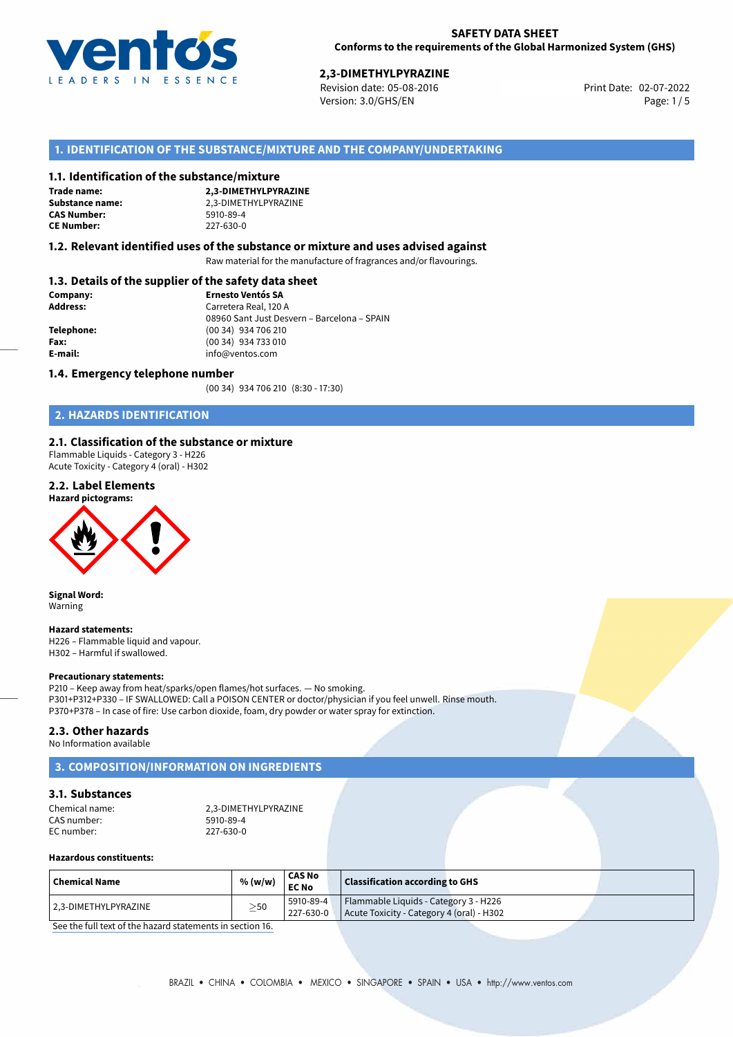**SAFETY DATA SHEET**
**Conforms to the requirements of the Global Harmonized System (GHS)**

**2,3-DIMETHYLPYRAZINE**
Revision date: 05-08-2016
Version: 3.0/GHS/EN
Print Date: 02-07-2022

## 1. IDENTIFICATION OF THE SUBSTANCE/MIXTURE AND THE COMPANY/UNDERTAKING

### 1.1. Identification of the substance/mixture

**Trade name:** **2,3-DIMETHYLPYRAZINE**
**Substance name:** 2,3-DIMETHYLPYRAZINE
**CAS Number:** 5910-89-4
**CE Number:** 227-630-0

### 1.2. Relevant identified uses of the substance or mixture and uses advised against

Raw material for the manufacture of fragrances and/or flavourings.

### 1.3. Details of the supplier of the safety data sheet

**Company:** **Ernesto Ventós SA**
**Address:** Carretera Real, 120 A
08960 Sant Just Desvern – Barcelona – SPAIN
**Telephone:** (00 34) 934 706 210
**Fax:** (00 34) 934 733 010
**E-mail:** info@ventos.com

### 1.4. Emergency telephone number

(00 34) 934 706 210 (8:30 - 17:30)

## 2. HAZARDS IDENTIFICATION

### 2.1. Classification of the substance or mixture

Flammable Liquids - Category 3 - H226
Acute Toxicity - Category 4 (oral) - H302

### 2.2. Label Elements

**Hazard pictograms:**

**Signal Word:**
Warning

**Hazard statements:**
H226 – Flammable liquid and vapour.
H302 – Harmful if swallowed.

**Precautionary statements:**
P210 – Keep away from heat/sparks/open flames/hot surfaces. — No smoking.
P301+P312+P330 – IF SWALLOWED: Call a POISON CENTER or doctor/physician if you feel unwell. Rinse mouth.
P370+P378 – In case of fire: Use carbon dioxide, foam, dry powder or water spray for extinction.

### 2.3. Other hazards

No Information available

## 3. COMPOSITION/INFORMATION ON INGREDIENTS

### 3.1. Substances

Chemical name: 2,3-DIMETHYLPYRAZINE
CAS number: 5910-89-4
EC number: 227-630-0

**Hazardous constituents:**

| Chemical Name | % (w/w) | CAS No EC No | Classification according to GHS |
|---|---|---|---|
| 2,3-DIMETHYLPYRAZINE | ≥50 | 5910-89-4 227-630-0 | Flammable Liquids - Category 3 - H226 Acute Toxicity - Category 4 (oral) - H302 |

See the full text of the hazard statements in section 16.

BRAZIL • CHINA • COLOMBIA • MEXICO • SINGAPORE • SPAIN • USA • http://www.ventos.com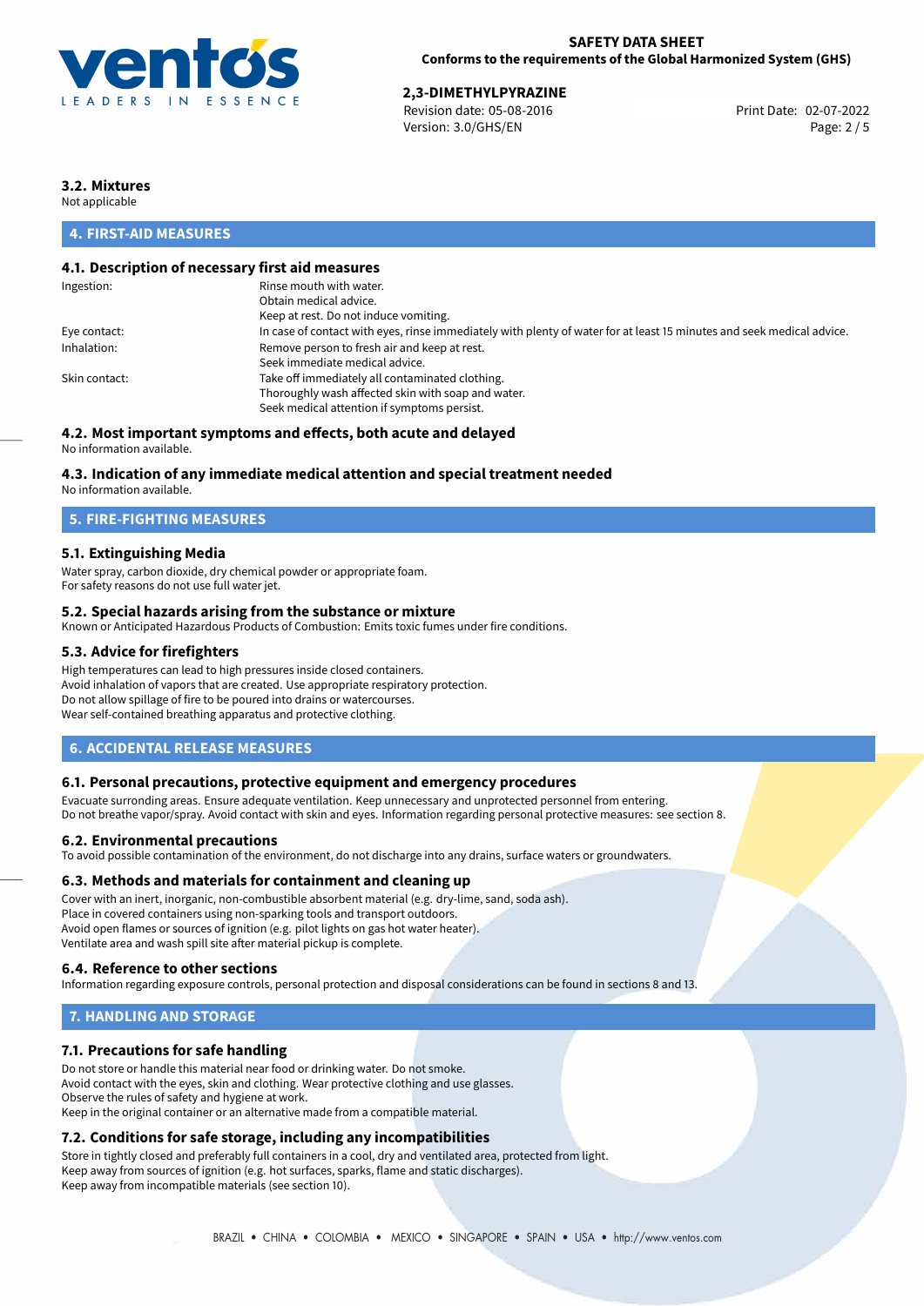### 3.2. Mixtures

Not applicable

## 4. FIRST-AID MEASURES

### 4.1. Description of necessary first aid measures

| | |
|---|---|
| Ingestion: | Rinse mouth with water.<br>Obtain medical advice.<br>Keep at rest. Do not induce vomiting. |
| Eye contact: | In case of contact with eyes, rinse immediately with plenty of water for at least 15 minutes and seek medical advice. |
| Inhalation: | Remove person to fresh air and keep at rest.<br>Seek immediate medical advice. |
| Skin contact: | Take off immediately all contaminated clothing.<br>Thoroughly wash affected skin with soap and water.<br>Seek medical attention if symptoms persist. |

### 4.2. Most important symptoms and effects, both acute and delayed

No information available.

### 4.3. Indication of any immediate medical attention and special treatment needed

No information available.

## 5. FIRE-FIGHTING MEASURES

### 5.1. Extinguishing Media

Water spray, carbon dioxide, dry chemical powder or appropriate foam.
For safety reasons do not use full water jet.

### 5.2. Special hazards arising from the substance or mixture

Known or Anticipated Hazardous Products of Combustion: Emits toxic fumes under fire conditions.

### 5.3. Advice for firefighters

High temperatures can lead to high pressures inside closed containers.
Avoid inhalation of vapors that are created. Use appropriate respiratory protection.
Do not allow spillage of fire to be poured into drains or watercourses.
Wear self-contained breathing apparatus and protective clothing.

## 6. ACCIDENTAL RELEASE MEASURES

### 6.1. Personal precautions, protective equipment and emergency procedures

Evacuate surronding areas. Ensure adequate ventilation. Keep unnecessary and unprotected personnel from entering.
Do not breathe vapor/spray. Avoid contact with skin and eyes. Information regarding personal protective measures: see section 8.

### 6.2. Environmental precautions

To avoid possible contamination of the environment, do not discharge into any drains, surface waters or groundwaters.

### 6.3. Methods and materials for containment and cleaning up

Cover with an inert, inorganic, non-combustible absorbent material (e.g. dry-lime, sand, soda ash).
Place in covered containers using non-sparking tools and transport outdoors.
Avoid open flames or sources of ignition (e.g. pilot lights on gas hot water heater).
Ventilate area and wash spill site after material pickup is complete.

### 6.4. Reference to other sections

Information regarding exposure controls, personal protection and disposal considerations can be found in sections 8 and 13.

## 7. HANDLING AND STORAGE

### 7.1. Precautions for safe handling

Do not store or handle this material near food or drinking water. Do not smoke.
Avoid contact with the eyes, skin and clothing. Wear protective clothing and use glasses.
Observe the rules of safety and hygiene at work.
Keep in the original container or an alternative made from a compatible material.

### 7.2. Conditions for safe storage, including any incompatibilities

Store in tightly closed and preferably full containers in a cool, dry and ventilated area, protected from light.
Keep away from sources of ignition (e.g. hot surfaces, sparks, flame and static discharges).
Keep away from incompatible materials (see section 10).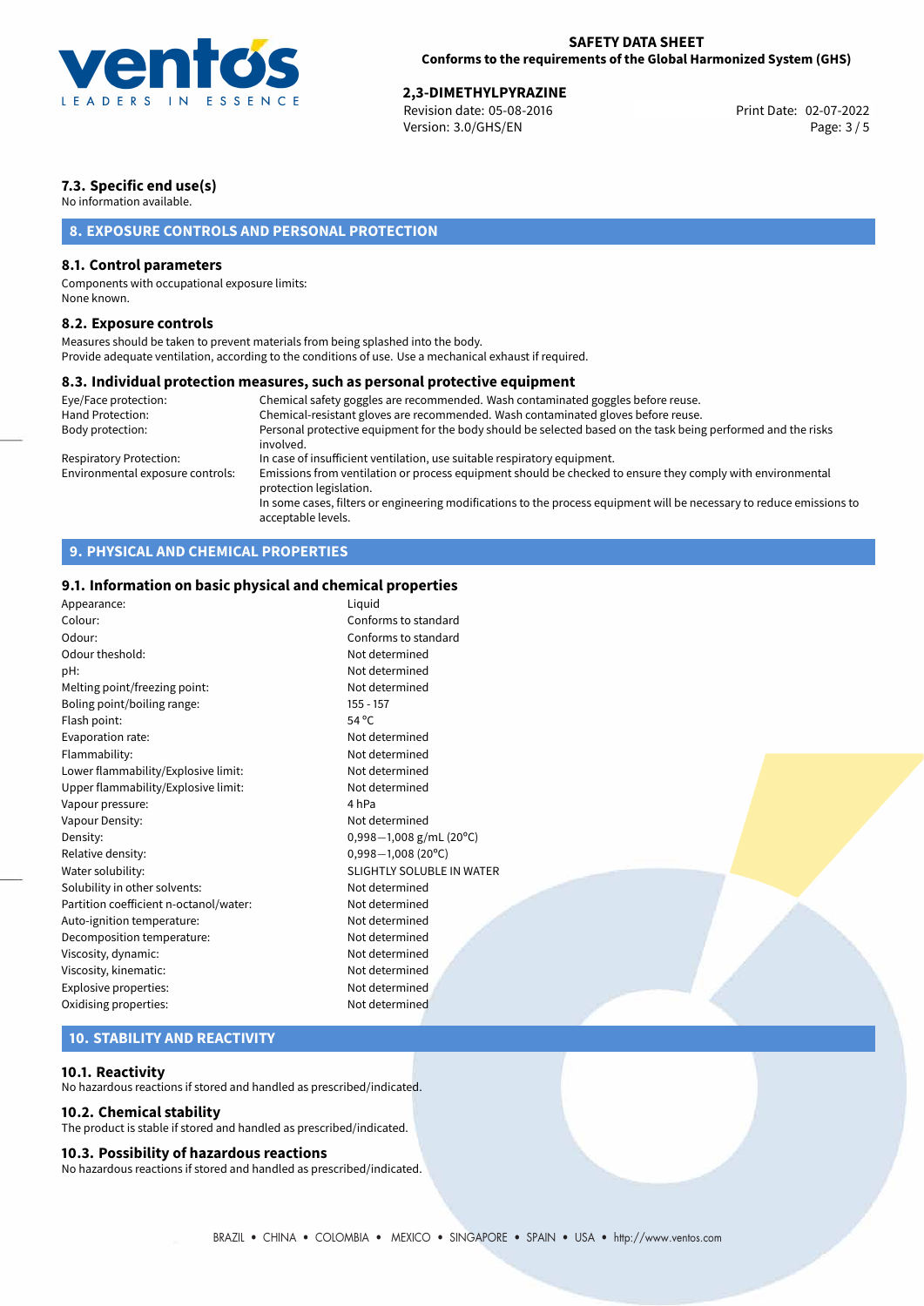### 7.3. Specific end use(s)

No information available.

## 8. EXPOSURE CONTROLS AND PERSONAL PROTECTION

### 8.1. Control parameters

Components with occupational exposure limits:
None known.

### 8.2. Exposure controls

Measures should be taken to prevent materials from being splashed into the body.
Provide adequate ventilation, according to the conditions of use. Use a mechanical exhaust if required.

### 8.3. Individual protection measures, such as personal protective equipment

| | |
|---|---|
| Eye/Face protection: | Chemical safety goggles are recommended. Wash contaminated goggles before reuse. |
| Hand Protection: | Chemical-resistant gloves are recommended. Wash contaminated gloves before reuse. |
| Body protection: | Personal protective equipment for the body should be selected based on the task being performed and the risks involved. |
| Respiratory Protection: | In case of insufficient ventilation, use suitable respiratory equipment. |
| Environmental exposure controls: | Emissions from ventilation or process equipment should be checked to ensure they comply with environmental protection legislation.<br>In some cases, filters or engineering modifications to the process equipment will be necessary to reduce emissions to acceptable levels. |

## 9. PHYSICAL AND CHEMICAL PROPERTIES

### 9.1. Information on basic physical and chemical properties

| | |
|---|---|
| Appearance: | Liquid |
| Colour: | Conforms to standard |
| Odour: | Conforms to standard |
| Odour theshold: | Not determined |
| pH: | Not determined |
| Melting point/freezing point: | Not determined |
| Boling point/boiling range: | 155 - 157 |
| Flash point: | 54 °C |
| Evaporation rate: | Not determined |
| Flammability: | Not determined |
| Lower flammability/Explosive limit: | Not determined |
| Upper flammability/Explosive limit: | Not determined |
| Vapour pressure: | 4 hPa |
| Vapour Density: | Not determined |
| Density: | 0,998—1,008 g/mL (20°C) |
| Relative density: | 0,998—1,008 (20°C) |
| Water solubility: | SLIGHTLY SOLUBLE IN WATER |
| Solubility in other solvents: | Not determined |
| Partition coefficient n-octanol/water: | Not determined |
| Auto-ignition temperature: | Not determined |
| Decomposition temperature: | Not determined |
| Viscosity, dynamic: | Not determined |
| Viscosity, kinematic: | Not determined |
| Explosive properties: | Not determined |
| Oxidising properties: | Not determined |

## 10. STABILITY AND REACTIVITY

### 10.1. Reactivity

No hazardous reactions if stored and handled as prescribed/indicated.

### 10.2. Chemical stability

The product is stable if stored and handled as prescribed/indicated.

### 10.3. Possibility of hazardous reactions

No hazardous reactions if stored and handled as prescribed/indicated.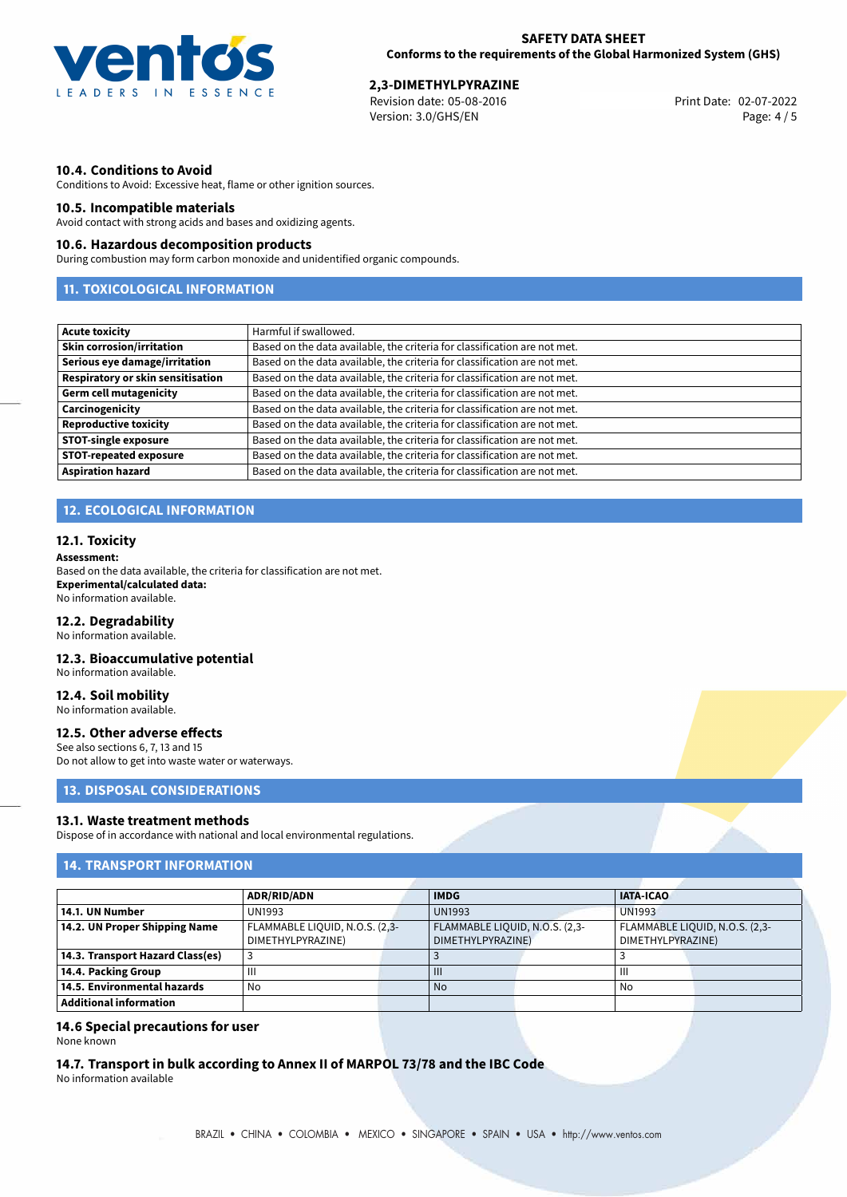### 10.4. Conditions to Avoid

Conditions to Avoid: Excessive heat, flame or other ignition sources.

### 10.5. Incompatible materials

Avoid contact with strong acids and bases and oxidizing agents.

### 10.6. Hazardous decomposition products

During combustion may form carbon monoxide and unidentified organic compounds.

## 11. TOXICOLOGICAL INFORMATION

| | |
|---|---|
| **Acute toxicity** | Harmful if swallowed. |
| **Skin corrosion/irritation** | Based on the data available, the criteria for classification are not met. |
| **Serious eye damage/irritation** | Based on the data available, the criteria for classification are not met. |
| **Respiratory or skin sensitisation** | Based on the data available, the criteria for classification are not met. |
| **Germ cell mutagenicity** | Based on the data available, the criteria for classification are not met. |
| **Carcinogenicity** | Based on the data available, the criteria for classification are not met. |
| **Reproductive toxicity** | Based on the data available, the criteria for classification are not met. |
| **STOT-single exposure** | Based on the data available, the criteria for classification are not met. |
| **STOT-repeated exposure** | Based on the data available, the criteria for classification are not met. |
| **Aspiration hazard** | Based on the data available, the criteria for classification are not met. |

## 12. ECOLOGICAL INFORMATION

### 12.1. Toxicity

**Assessment:**
Based on the data available, the criteria for classification are not met.
**Experimental/calculated data:**
No information available.

### 12.2. Degradability

No information available.

### 12.3. Bioaccumulative potential

No information available.

### 12.4. Soil mobility

No information available.

### 12.5. Other adverse effects

See also sections 6, 7, 13 and 15
Do not allow to get into waste water or waterways.

## 13. DISPOSAL CONSIDERATIONS

### 13.1. Waste treatment methods

Dispose of in accordance with national and local environmental regulations.

## 14. TRANSPORT INFORMATION

| | ADR/RID/ADN | IMDG | IATA-ICAO |
|---|---|---|---|
| **14.1. UN Number** | UN1993 | UN1993 | UN1993 |
| **14.2. UN Proper Shipping Name** | FLAMMABLE LIQUID, N.O.S. (2,3-DIMETHYLPYRAZINE) | FLAMMABLE LIQUID, N.O.S. (2,3-DIMETHYLPYRAZINE) | FLAMMABLE LIQUID, N.O.S. (2,3-DIMETHYLPYRAZINE) |
| **14.3. Transport Hazard Class(es)** | 3 | 3 | 3 |
| **14.4. Packing Group** | III | III | III |
| **14.5. Environmental hazards** | No | No | No |
| **Additional information** | | | |

### 14.6 Special precautions for user

None known

### 14.7. Transport in bulk according to Annex II of MARPOL 73/78 and the IBC Code

No information available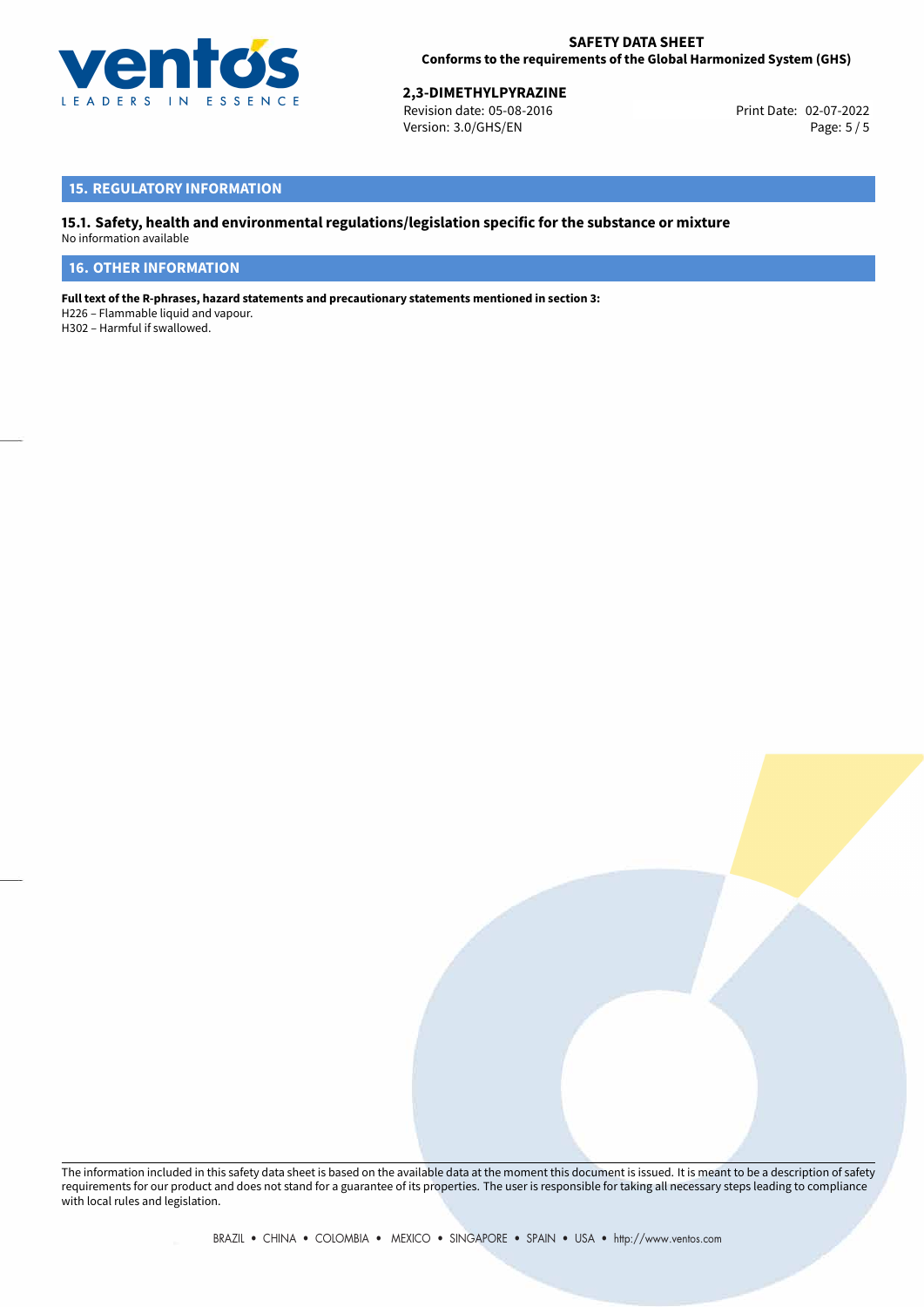## 15. REGULATORY INFORMATION

### 15.1. Safety, health and environmental regulations/legislation specific for the substance or mixture

No information available

## 16. OTHER INFORMATION

**Full text of the R-phrases, hazard statements and precautionary statements mentioned in section 3:**

H226 – Flammable liquid and vapour.
H302 – Harmful if swallowed.

The information included in this safety data sheet is based on the available data at the moment this document is issued. It is meant to be a description of safety requirements for our product and does not stand for a guarantee of its properties. The user is responsible for taking all necessary steps leading to compliance with local rules and legislation.

BRAZIL • CHINA • COLOMBIA • MEXICO • SINGAPORE • SPAIN • USA • http://www.ventos.com